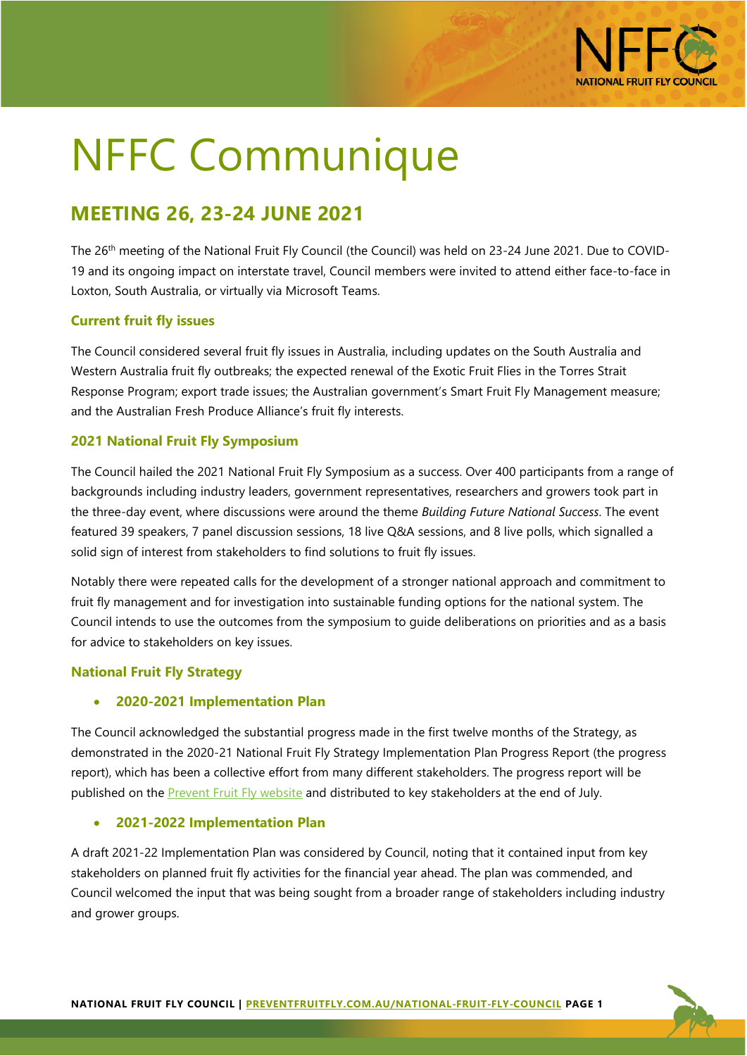# NFFC Communique

## MEETING 26, 23-24 JUNE 2021

The 26th meeting of the National Fruit Fly Council (the Council) was held on 23-24 June 2021. Due to COVID-19 and its ongoing impact on interstate travel, Council members were invited to attend either face-to-face in Loxton, South Australia, or virtually via Microsoft Teams.

### Current fruit fly issues

The Council considered several fruit fly issues in Australia, including updates on the South Australia and Western Australia fruit fly outbreaks; the expected renewal of the Exotic Fruit Flies in the Torres Strait Response Program; export trade issues; the Australian government's Smart Fruit Fly Management measure; and the Australian Fresh Produce Alliance's fruit fly interests.

### 2021 National Fruit Fly Symposium

The Council hailed the 2021 National Fruit Fly Symposium as a success. Over 400 participants from a range of backgrounds including industry leaders, government representatives, researchers and growers took part in the three-day event, where discussions were around the theme *Building Future National Success*. The event featured 39 speakers, 7 panel discussion sessions, 18 live Q&A sessions, and 8 live polls, which signalled a solid sign of interest from stakeholders to find solutions to fruit fly issues.

Notably there were repeated calls for the development of a stronger national approach and commitment to fruit fly management and for investigation into sustainable funding options for the national system. The Council intends to use the outcomes from the symposium to guide deliberations on priorities and as a basis for advice to stakeholders on key issues.

### National Fruit Fly Strategy

- **2020-2021 Implementation Plan**

The Council acknowledged the substantial progress made in the first twelve months of the Strategy, as demonstrated in the 2020-21 National Fruit Fly Strategy Implementation Plan Progress Report (the progress report), which has been a collective effort from many different stakeholders. The progress report will be published on the Prevent Fruit Fly website and distributed to key stakeholders at the end of July.

- **2021-2022 Implementation Plan**

A draft 2021-22 Implementation Plan was considered by Council, noting that it contained input from key stakeholders on planned fruit fly activities for the financial year ahead. The plan was commended, and Council welcomed the input that was being sought from a broader range of stakeholders including industry and grower groups.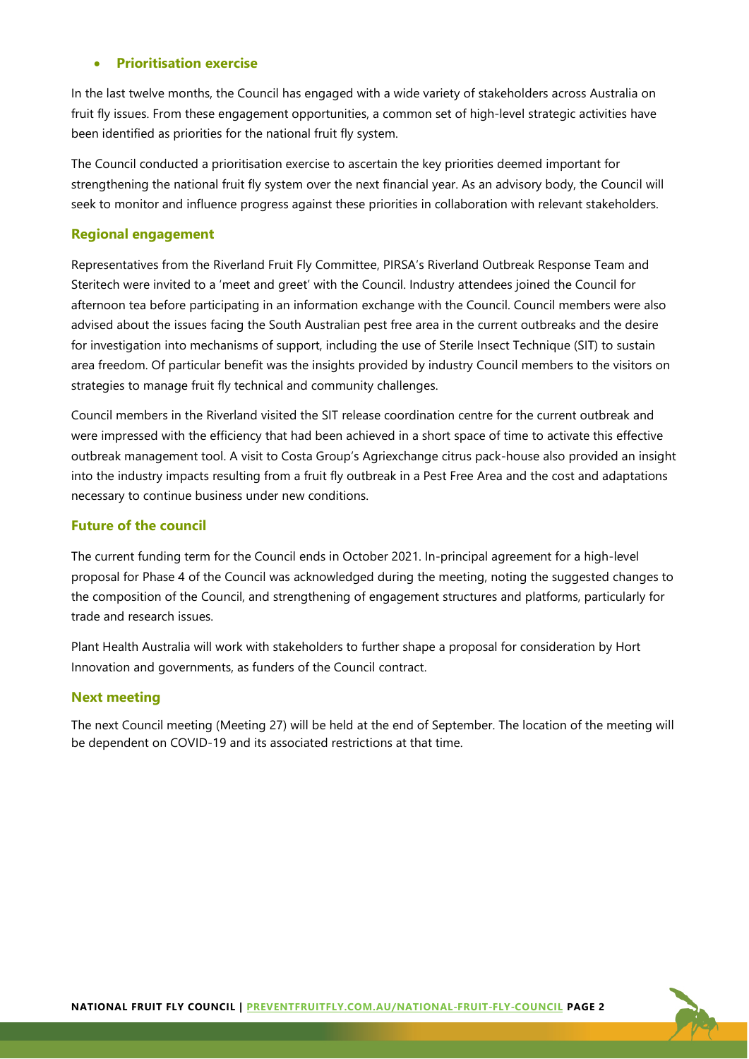- **Prioritisation exercise**

In the last twelve months, the Council has engaged with a wide variety of stakeholders across Australia on fruit fly issues. From these engagement opportunities, a common set of high-level strategic activities have been identified as priorities for the national fruit fly system.

The Council conducted a prioritisation exercise to ascertain the key priorities deemed important for strengthening the national fruit fly system over the next financial year. As an advisory body, the Council will seek to monitor and influence progress against these priorities in collaboration with relevant stakeholders.

## Regional engagement

Representatives from the Riverland Fruit Fly Committee, PIRSA's Riverland Outbreak Response Team and Steritech were invited to a 'meet and greet' with the Council. Industry attendees joined the Council for afternoon tea before participating in an information exchange with the Council. Council members were also advised about the issues facing the South Australian pest free area in the current outbreaks and the desire for investigation into mechanisms of support, including the use of Sterile Insect Technique (SIT) to sustain area freedom. Of particular benefit was the insights provided by industry Council members to the visitors on strategies to manage fruit fly technical and community challenges.

Council members in the Riverland visited the SIT release coordination centre for the current outbreak and were impressed with the efficiency that had been achieved in a short space of time to activate this effective outbreak management tool. A visit to Costa Group's Agriexchange citrus pack-house also provided an insight into the industry impacts resulting from a fruit fly outbreak in a Pest Free Area and the cost and adaptations necessary to continue business under new conditions.

## Future of the council

The current funding term for the Council ends in October 2021. In-principal agreement for a high-level proposal for Phase 4 of the Council was acknowledged during the meeting, noting the suggested changes to the composition of the Council, and strengthening of engagement structures and platforms, particularly for trade and research issues.

Plant Health Australia will work with stakeholders to further shape a proposal for consideration by Hort Innovation and governments, as funders of the Council contract.

## Next meeting

The next Council meeting (Meeting 27) will be held at the end of September. The location of the meeting will be dependent on COVID-19 and its associated restrictions at that time.